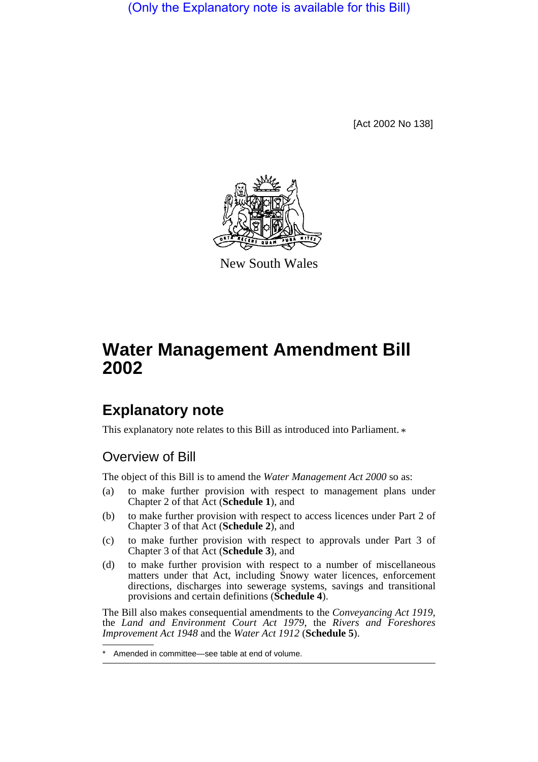(Only the Explanatory note is available for this Bill)

[Act 2002 No 138]

New South Wales

# Water Management Amendment Bill 2002

## Explanatory note

This explanatory note relates to this Bill as introduced into Parliament. *

### Overview of Bill

The object of this Bill is to amend the *Water Management Act 2000* so as:

(a) to make further provision with respect to management plans under Chapter 2 of that Act (**Schedule 1**), and

(b) to make further provision with respect to access licences under Part 2 of Chapter 3 of that Act (**Schedule 2**), and

(c) to make further provision with respect to approvals under Part 3 of Chapter 3 of that Act (**Schedule 3**), and

(d) to make further provision with respect to a number of miscellaneous matters under that Act, including Snowy water licences, enforcement directions, discharges into sewerage systems, savings and transitional provisions and certain definitions (**Schedule 4**).

The Bill also makes consequential amendments to the *Conveyancing Act 1919*, the *Land and Environment Court Act 1979*, the *Rivers and Foreshores Improvement Act 1948* and the *Water Act 1912* (**Schedule 5**).

\* Amended in committee—see table at end of volume.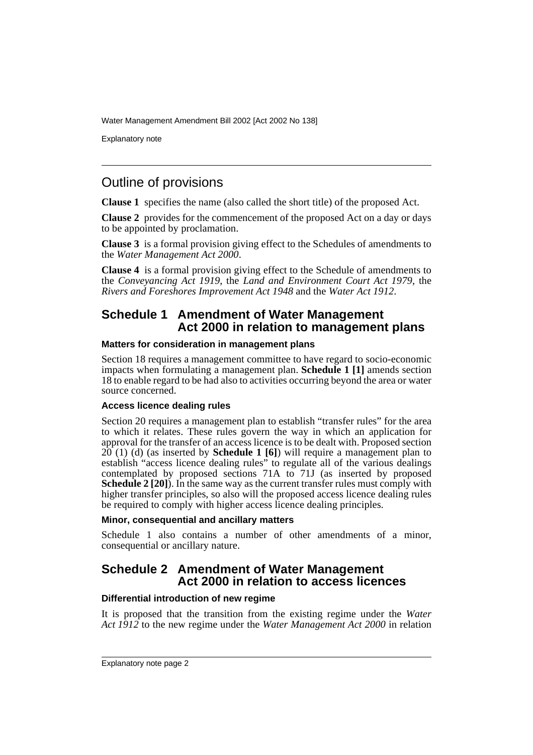# Outline of provisions

**Clause 1** specifies the name (also called the short title) of the proposed Act.

**Clause 2** provides for the commencement of the proposed Act on a day or days to be appointed by proclamation.

**Clause 3** is a formal provision giving effect to the Schedules of amendments to the *Water Management Act 2000*.

**Clause 4** is a formal provision giving effect to the Schedule of amendments to the *Conveyancing Act 1919*, the *Land and Environment Court Act 1979*, the *Rivers and Foreshores Improvement Act 1948* and the *Water Act 1912*.

## Schedule 1 Amendment of Water Management Act 2000 in relation to management plans

### Matters for consideration in management plans

Section 18 requires a management committee to have regard to socio-economic impacts when formulating a management plan. **Schedule 1 [1]** amends section 18 to enable regard to be had also to activities occurring beyond the area or water source concerned.

### Access licence dealing rules

Section 20 requires a management plan to establish "transfer rules" for the area to which it relates. These rules govern the way in which an application for approval for the transfer of an access licence is to be dealt with. Proposed section 20 (1) (d) (as inserted by **Schedule 1 [6]**) will require a management plan to establish "access licence dealing rules" to regulate all of the various dealings contemplated by proposed sections 71A to 71J (as inserted by proposed **Schedule 2 [20]**). In the same way as the current transfer rules must comply with higher transfer principles, so also will the proposed access licence dealing rules be required to comply with higher access licence dealing principles.

### Minor, consequential and ancillary matters

Schedule 1 also contains a number of other amendments of a minor, consequential or ancillary nature.

## Schedule 2 Amendment of Water Management Act 2000 in relation to access licences

### Differential introduction of new regime

It is proposed that the transition from the existing regime under the *Water Act 1912* to the new regime under the *Water Management Act 2000* in relation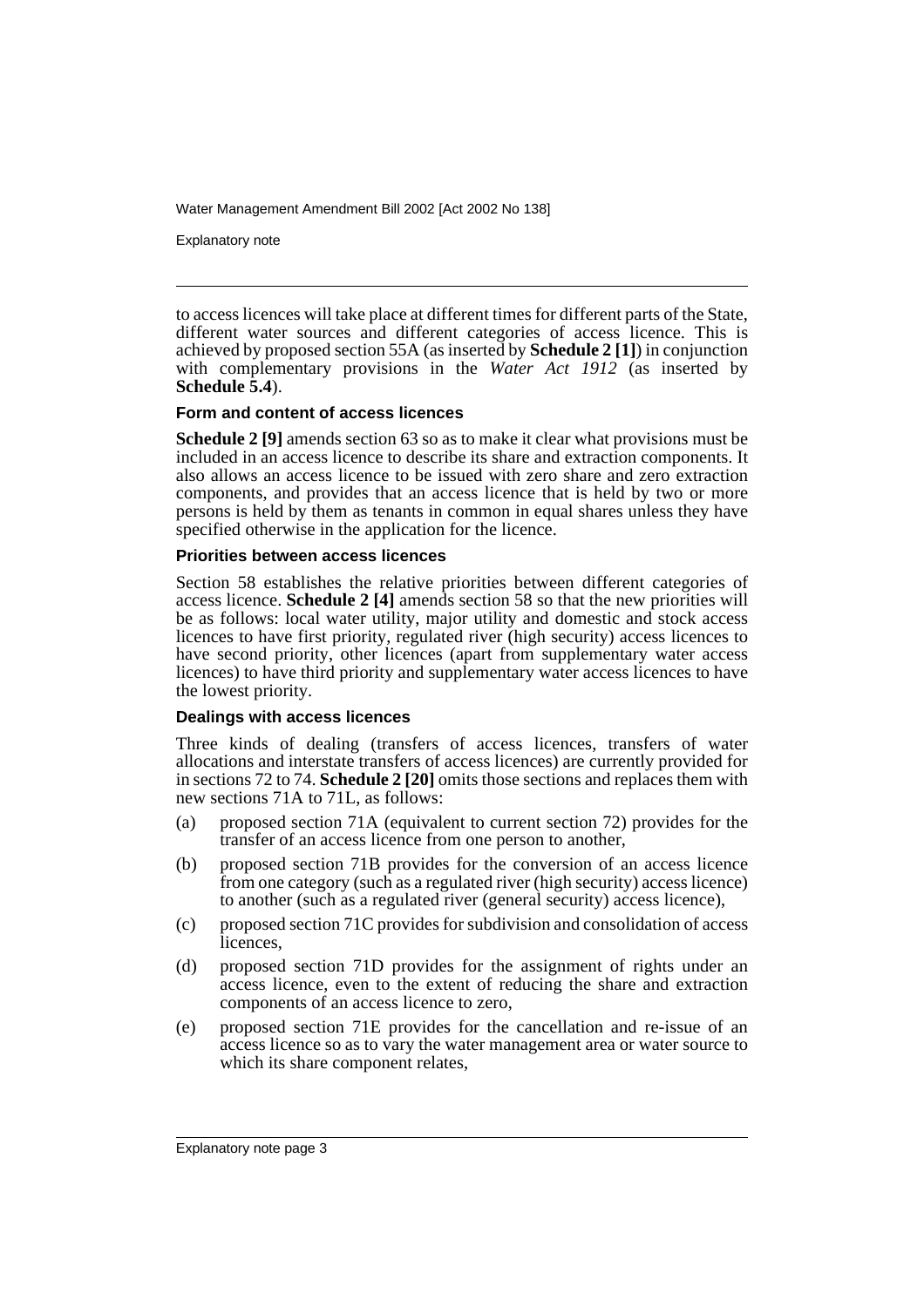to access licences will take place at different times for different parts of the State, different water sources and different categories of access licence. This is achieved by proposed section 55A (as inserted by **Schedule 2 [1]**) in conjunction with complementary provisions in the *Water Act 1912* (as inserted by **Schedule 5.4**).

#### Form and content of access licences

**Schedule 2 [9]** amends section 63 so as to make it clear what provisions must be included in an access licence to describe its share and extraction components. It also allows an access licence to be issued with zero share and zero extraction components, and provides that an access licence that is held by two or more persons is held by them as tenants in common in equal shares unless they have specified otherwise in the application for the licence.

#### Priorities between access licences

Section 58 establishes the relative priorities between different categories of access licence. **Schedule 2 [4]** amends section 58 so that the new priorities will be as follows: local water utility, major utility and domestic and stock access licences to have first priority, regulated river (high security) access licences to have second priority, other licences (apart from supplementary water access licences) to have third priority and supplementary water access licences to have the lowest priority.

#### Dealings with access licences

Three kinds of dealing (transfers of access licences, transfers of water allocations and interstate transfers of access licences) are currently provided for in sections 72 to 74. **Schedule 2 [20]** omits those sections and replaces them with new sections 71A to 71L, as follows:

(a) proposed section 71A (equivalent to current section 72) provides for the transfer of an access licence from one person to another,

(b) proposed section 71B provides for the conversion of an access licence from one category (such as a regulated river (high security) access licence) to another (such as a regulated river (general security) access licence),

(c) proposed section 71C provides for subdivision and consolidation of access licences,

(d) proposed section 71D provides for the assignment of rights under an access licence, even to the extent of reducing the share and extraction components of an access licence to zero,

(e) proposed section 71E provides for the cancellation and re-issue of an access licence so as to vary the water management area or water source to which its share component relates,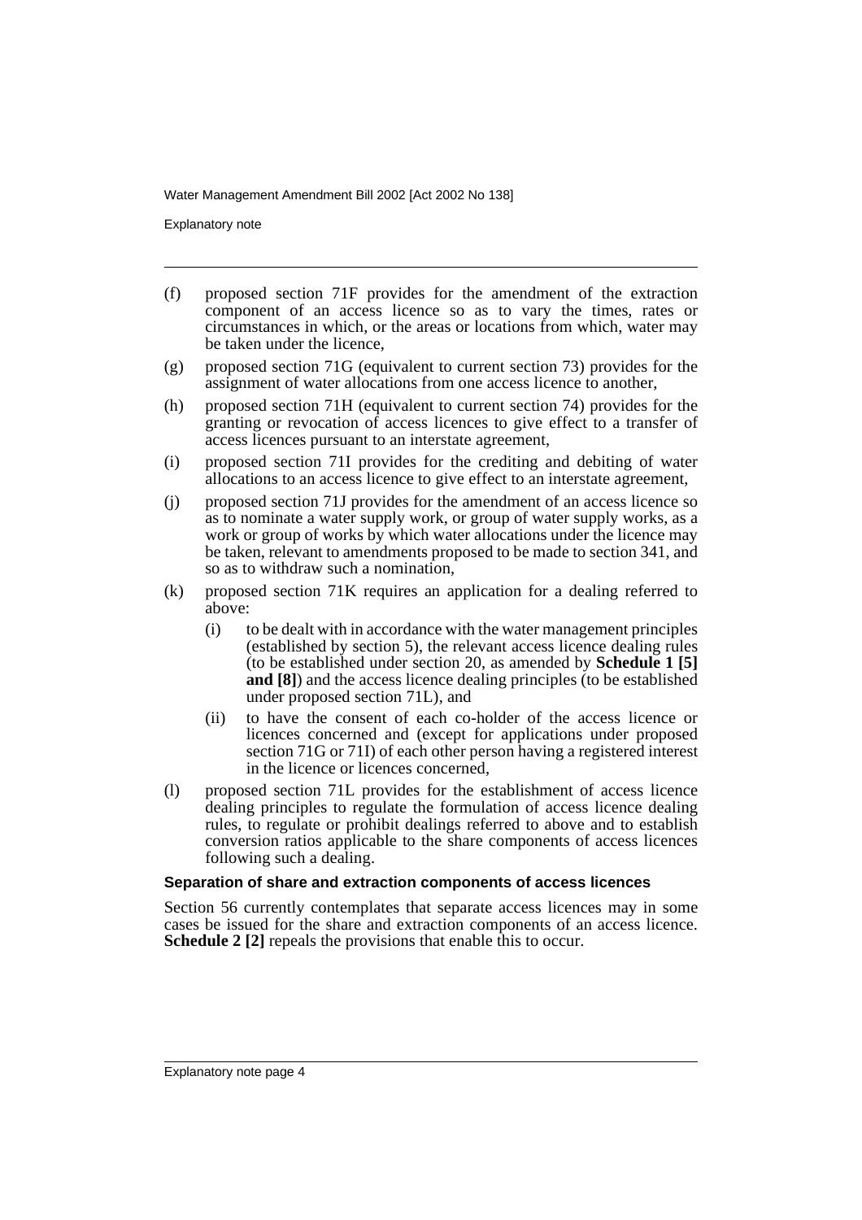(f) proposed section 71F provides for the amendment of the extraction component of an access licence so as to vary the times, rates or circumstances in which, or the areas or locations from which, water may be taken under the licence,

(g) proposed section 71G (equivalent to current section 73) provides for the assignment of water allocations from one access licence to another,

(h) proposed section 71H (equivalent to current section 74) provides for the granting or revocation of access licences to give effect to a transfer of access licences pursuant to an interstate agreement,

(i) proposed section 71I provides for the crediting and debiting of water allocations to an access licence to give effect to interstate agreement,

(j) proposed section 71J provides for the amendment of an access licence so as to nominate a water supply work, or group of water supply works, as a work or group of works by which water allocations under the licence may be taken, relevant to amendments proposed to be made to section 341, and so as to withdraw such a nomination,

(k) proposed section 71K requires an application for a dealing referred to above:

    (i) to be dealt with in accordance with the water management principles (established by section 5), the relevant access licence dealing rules (to be established under section 20, as amended by **Schedule 1 [5] and [8]**) and the access licence dealing principles (to be established under proposed section 71L), and

    (ii) to have the consent of each co-holder of the access licence or licences concerned and (except for applications under proposed section 71G or 71I) of each other person having a registered interest in the licence or licences concerned,

(l) proposed section 71L provides for the establishment of access licence dealing principles to regulate the formulation of access licence dealing rules, to regulate or prohibit dealings referred to above and to establish conversion ratios applicable to the share components of access licences following such a dealing.

#### Separation of share and extraction components of access licences

Section 56 currently contemplates that separate access licences may in some cases be issued for the share and extraction components of an access licence. **Schedule 2 [2]** repeals the provisions that enable this to occur.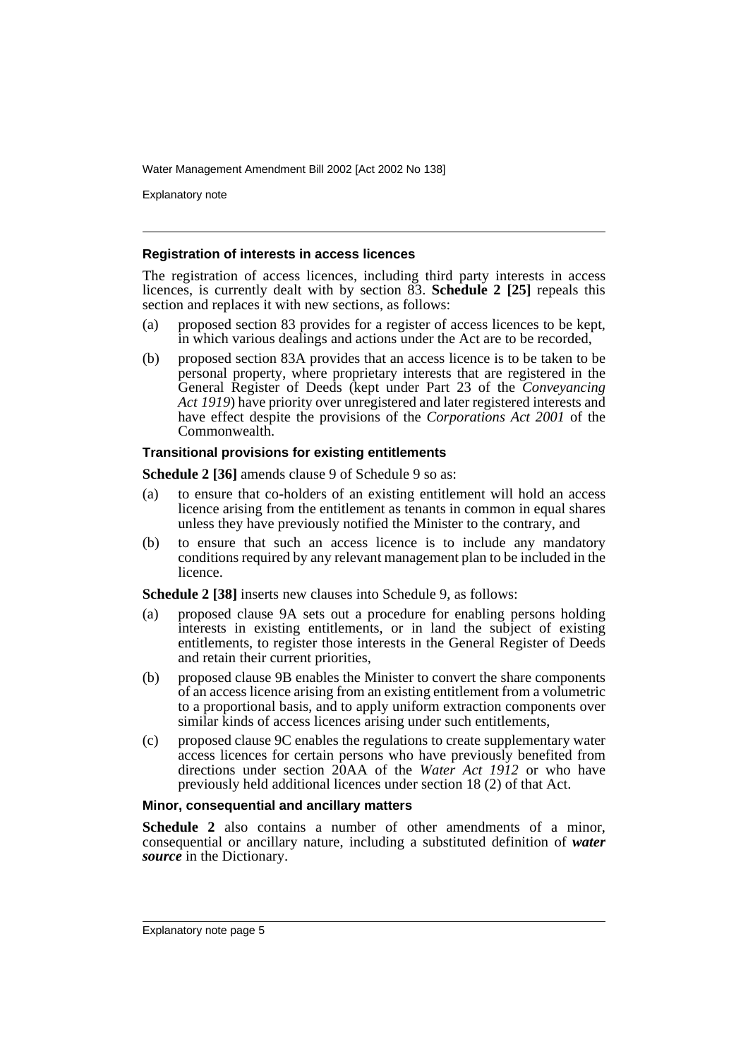### Registration of interests in access licences

The registration of access licences, including third party interests in access licences, is currently dealt with by section 83. **Schedule 2 [25]** repeals this section and replaces it with new sections, as follows:

(a) proposed section 83 provides for a register of access licences to be kept, in which various dealings and actions under the Act are to be recorded,

(b) proposed section 83A provides that an access licence is to be taken to be personal property, where proprietary interests that are registered in the General Register of Deeds (kept under Part 23 of the *Conveyancing Act 1919*) have priority over unregistered and later registered interests and have effect despite the provisions of the *Corporations Act 2001* of the Commonwealth.

### Transitional provisions for existing entitlements

**Schedule 2 [36]** amends clause 9 of Schedule 9 so as:

(a) to ensure that co-holders of an existing entitlement will hold an access licence arising from the entitlement as tenants in common in equal shares unless they have previously notified the Minister to the contrary, and

(b) to ensure that such an access licence is to include any mandatory conditions required by any relevant management plan to be included in the licence.

**Schedule 2 [38]** inserts new clauses into Schedule 9, as follows:

(a) proposed clause 9A sets out a procedure for enabling persons holding interests in existing entitlements, or in land the subject of existing entitlements, to register those interests in the General Register of Deeds and retain their current priorities,

(b) proposed clause 9B enables the Minister to convert the share components of an access licence arising from an existing entitlement from a volumetric to a proportional basis, and to apply uniform extraction components over similar kinds of access licences arising under such entitlements,

(c) proposed clause 9C enables the regulations to create supplementary water access licences for certain persons who have previously benefited from directions under section 20AA of the *Water Act 1912* or who have previously held additional licences under section 18 (2) of that Act.

### Minor, consequential and ancillary matters

**Schedule 2** also contains a number of other amendments of a minor, consequential or ancillary nature, including a substituted definition of ***water source*** in the Dictionary.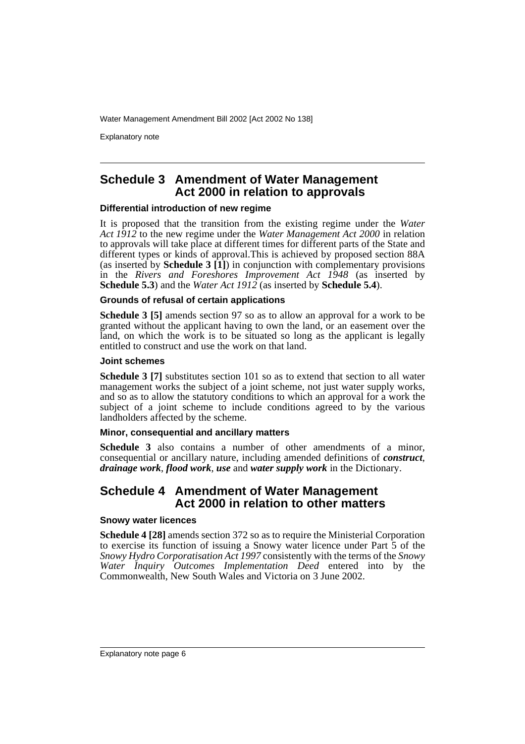## Schedule 3 Amendment of Water Management Act 2000 in relation to approvals

### Differential introduction of new regime

It is proposed that the transition from the existing regime under the *Water Act 1912* to the new regime under the *Water Management Act 2000* in relation to approvals will take place at different times for different parts of the State and different types or kinds of approval.This is achieved by proposed section 88A (as inserted by **Schedule 3 [1]**) in conjunction with complementary provisions in the *Rivers and Foreshores Improvement Act 1948* (as inserted by **Schedule 5.3**) and the *Water Act 1912* (as inserted by **Schedule 5.4**).

### Grounds of refusal of certain applications

**Schedule 3 [5]** amends section 97 so as to allow an approval for a work to be granted without the applicant having to own the land, or an easement over the land, on which the work is to be situated so long as the applicant is legally entitled to construct and use the work on that land.

### Joint schemes

**Schedule 3 [7]** substitutes section 101 so as to extend that section to all water management works the subject of a joint scheme, not just water supply works, and so as to allow the statutory conditions to which an approval for a work the subject of a joint scheme to include conditions agreed to by the various landholders affected by the scheme.

### Minor, consequential and ancillary matters

**Schedule 3** also contains a number of other amendments of a minor, consequential or ancillary nature, including amended definitions of ***construct***, ***drainage work***, ***flood work***, ***use*** and ***water supply work*** in the Dictionary.

## Schedule 4 Amendment of Water Management Act 2000 in relation to other matters

### Snowy water licences

**Schedule 4 [28]** amends section 372 so as to require the Ministerial Corporation to exercise its function of issuing a Snowy water licence under Part 5 of the *Snowy Hydro Corporatisation Act 1997* consistently with the terms of the *Snowy Water Inquiry Outcomes Implementation Deed* entered into by the Commonwealth, New South Wales and Victoria on 3 June 2002.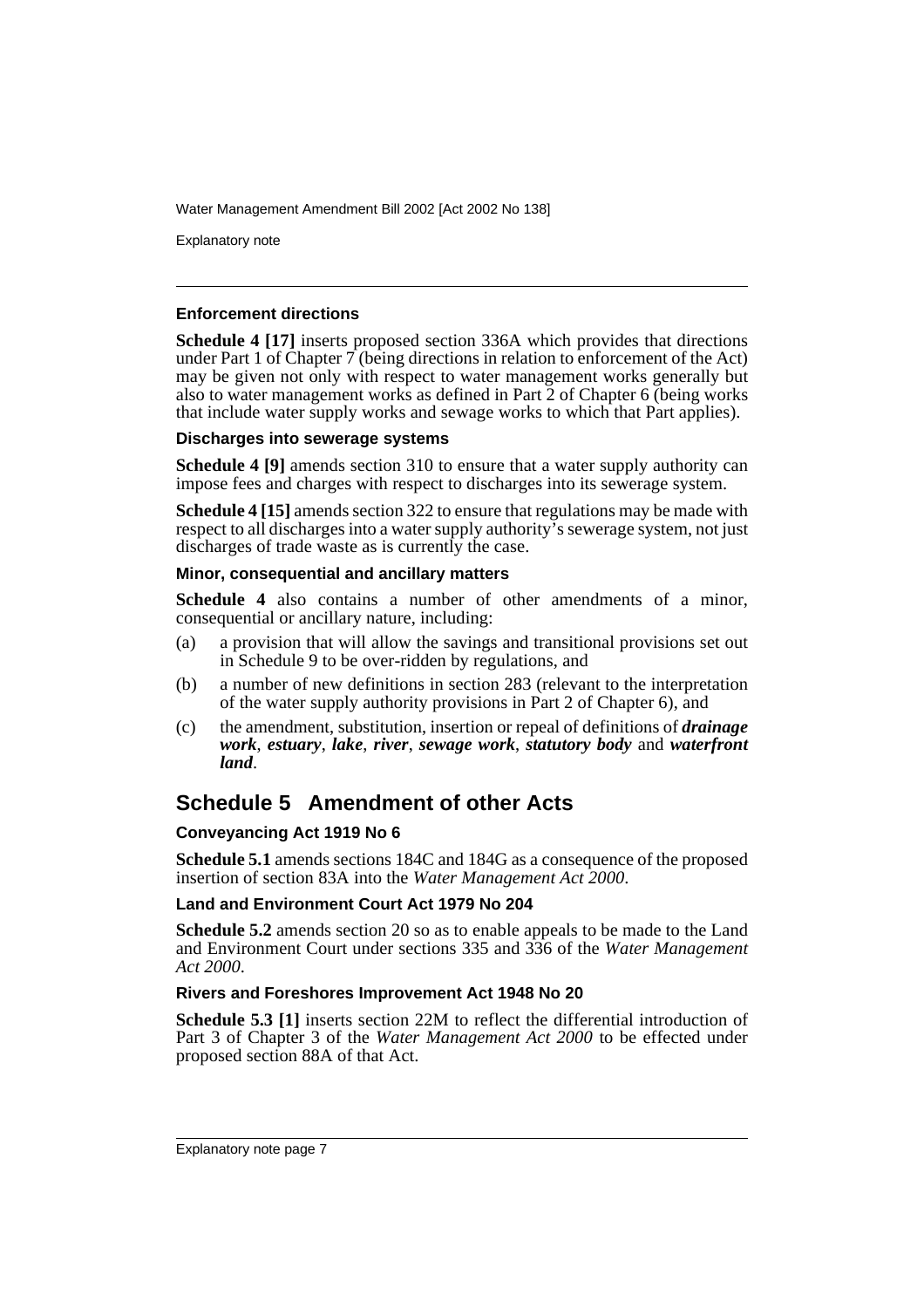#### Enforcement directions

**Schedule 4 [17]** inserts proposed section 336A which provides that directions under Part 1 of Chapter 7 (being directions in relation to enforcement of the Act) may be given not only with respect to water management works generally but also to water management works as defined in Part 2 of Chapter 6 (being works that include water supply works and sewage works to which that Part applies).

#### Discharges into sewerage systems

**Schedule 4 [9]** amends section 310 to ensure that a water supply authority can impose fees and charges with respect to discharges into its sewerage system.

**Schedule 4 [15]** amends section 322 to ensure that regulations may be made with respect to all discharges into a water supply authority's sewerage system, not just discharges of trade waste as is currently the case.

#### Minor, consequential and ancillary matters

**Schedule 4** also contains a number of other amendments of a minor, consequential or ancillary nature, including:

(a) a provision that will allow the savings and transitional provisions set out in Schedule 9 to be over-ridden by regulations, and

(b) a number of new definitions in section 283 (relevant to the interpretation of the water supply authority provisions in Part 2 of Chapter 6), and

(c) the amendment, substitution, insertion or repeal of definitions of ***drainage work***, ***estuary***, ***lake***, ***river***, ***sewage work***, ***statutory body*** and ***waterfront land***.

## Schedule 5 Amendment of other Acts

#### Conveyancing Act 1919 No 6

**Schedule 5.1** amends sections 184C and 184G as a consequence of the proposed insertion of section 83A into the *Water Management Act 2000*.

#### Land and Environment Court Act 1979 No 204

**Schedule 5.2** amends section 20 so as to enable appeals to be made to the Land and Environment Court under sections 335 and 336 of the *Water Management Act 2000*.

#### Rivers and Foreshores Improvement Act 1948 No 20

**Schedule 5.3 [1]** inserts section 22M to reflect the differential introduction of Part 3 of Chapter 3 of the *Water Management Act 2000* to be effected under proposed section 88A of that Act.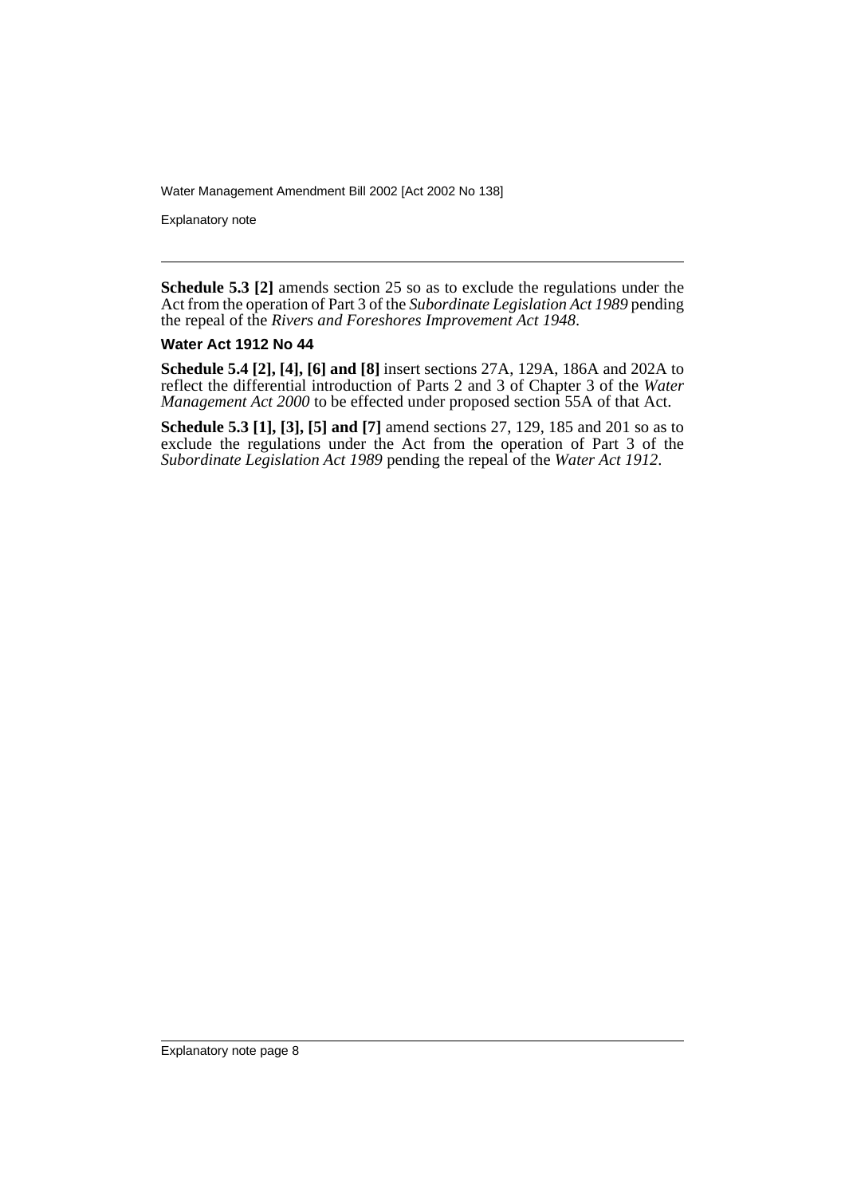**Schedule 5.3 [2]** amends section 25 so as to exclude the regulations under the Act from the operation of Part 3 of the *Subordinate Legislation Act 1989* pending the repeal of the *Rivers and Foreshores Improvement Act 1948*.

### Water Act 1912 No 44

**Schedule 5.4 [2], [4], [6] and [8]** insert sections 27A, 129A, 186A and 202A to reflect the differential introduction of Parts 2 and 3 of Chapter 3 of the *Water Management Act 2000* to be effected under proposed section 55A of that Act.

**Schedule 5.3 [1], [3], [5] and [7]** amend sections 27, 129, 185 and 201 so as to exclude the regulations under the Act from the operation of Part 3 of the *Subordinate Legislation Act 1989* pending the repeal of the *Water Act 1912*.